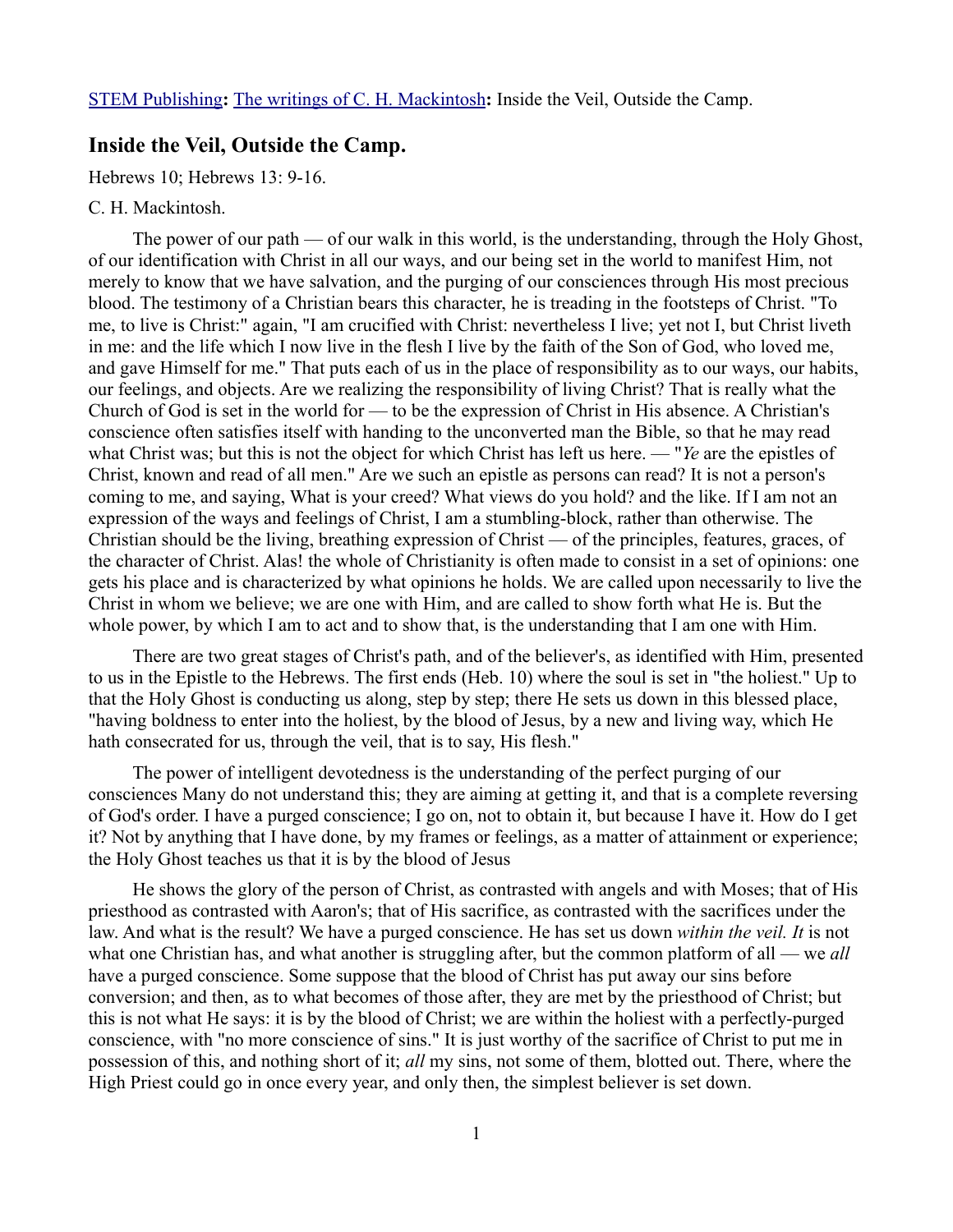STEM Publishing**:** The writings of C. H. Mackintosh**:** Inside the Veil, Outside the Camp.

## Inside the Veil, Outside the Camp.

Hebrews 10; Hebrews 13: 9-16.

C. H. Mackintosh.

The power of our path — of our walk in this world, is the understanding, through the Holy Ghost, of our identification with Christ in all our ways, and our being set in the world to manifest Him, not merely to know that we have salvation, and the purging of our consciences through His most precious blood. The testimony of a Christian bears this character, he is treading in the footsteps of Christ. "To me, to live is Christ:" again, "I am crucified with Christ: nevertheless I live; yet not I, but Christ liveth in me: and the life which I now live in the flesh I live by the faith of the Son of God, who loved me, and gave Himself for me." That puts each of us in the place of responsibility as to our ways, our habits, our feelings, and objects. Are we realizing the responsibility of living Christ? That is really what the Church of God is set in the world for — to be the expression of Christ in His absence. A Christian's conscience often satisfies itself with handing to the unconverted man the Bible, so that he may read what Christ was; but this is not the object for which Christ has left us here. — "*Ye* are the epistles of Christ, known and read of all men." Are we such an epistle as persons can read? It is not a person's coming to me, and saying, What is your creed? What views do you hold? and the like. If I am not an expression of the ways and feelings of Christ, I am a stumbling-block, rather than otherwise. The Christian should be the living, breathing expression of Christ — of the principles, features, graces, of the character of Christ. Alas! the whole of Christianity is often made to consist in a set of opinions: one gets his place and is characterized by what opinions he holds. We are called upon necessarily to live the Christ in whom we believe; we are one with Him, and are called to show forth what He is. But the whole power, by which I am to act and to show that, is the understanding that I am one with Him.

There are two great stages of Christ's path, and of the believer's, as identified with Him, presented to us in the Epistle to the Hebrews. The first ends (Heb. 10) where the soul is set in "the holiest." Up to that the Holy Ghost is conducting us along, step by step; there He sets us down in this blessed place, "having boldness to enter into the holiest, by the blood of Jesus, by a new and living way, which He hath consecrated for us, through the veil, that is to say, His flesh."

The power of intelligent devotedness is the understanding of the perfect purging of our consciences Many do not understand this; they are aiming at getting it, and that is a complete reversing of God's order. I have a purged conscience; I go on, not to obtain it, but because I have it. How do I get it? Not by anything that I have done, by my frames or feelings, as a matter of attainment or experience; the Holy Ghost teaches us that it is by the blood of Jesus

He shows the glory of the person of Christ, as contrasted with angels and with Moses; that of His priesthood as contrasted with Aaron's; that of His sacrifice, as contrasted with the sacrifices under the law. And what is the result? We have a purged conscience. He has set us down *within the veil. It* is not what one Christian has, and what another is struggling after, but the common platform of all — we *all* have a purged conscience. Some suppose that the blood of Christ has put away our sins before conversion; and then, as to what becomes of those after, they are met by the priesthood of Christ; but this is not what He says: it is by the blood of Christ; we are within the holiest with a perfectly-purged conscience, with "no more conscience of sins." It is just worthy of the sacrifice of Christ to put me in possession of this, and nothing short of it; *all* my sins, not some of them, blotted out. There, where the High Priest could go in once every year, and only then, the simplest believer is set down.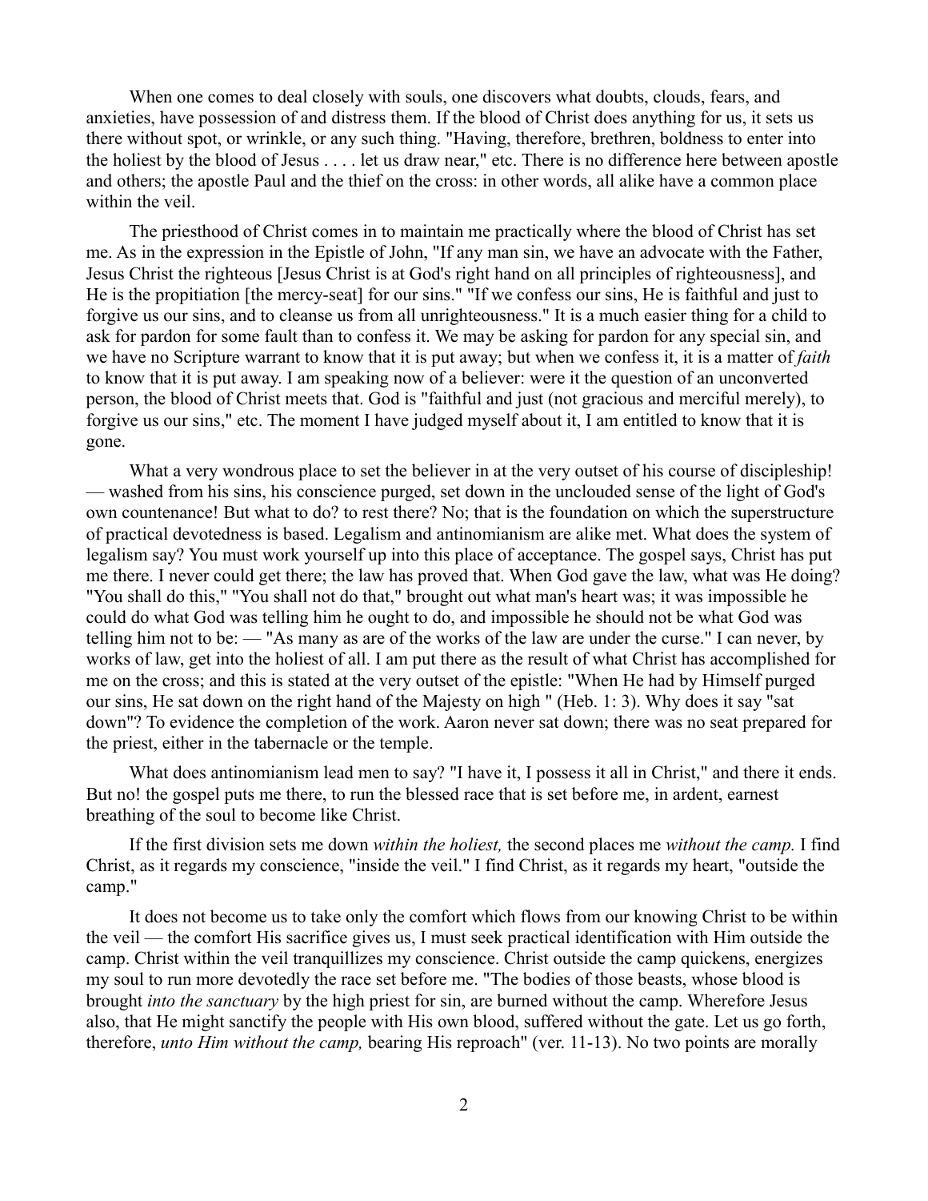When one comes to deal closely with souls, one discovers what doubts, clouds, fears, and anxieties, have possession of and distress them. If the blood of Christ does anything for us, it sets us there without spot, or wrinkle, or any such thing. "Having, therefore, brethren, boldness to enter into the holiest by the blood of Jesus . . . . let us draw near," etc. There is no difference here between apostle and others; the apostle Paul and the thief on the cross: in other words, all alike have a common place within the veil.

The priesthood of Christ comes in to maintain me practically where the blood of Christ has set me. As in the expression in the Epistle of John, "If any man sin, we have an advocate with the Father, Jesus Christ the righteous [Jesus Christ is at God's right hand on all principles of righteousness], and He is the propitiation [the mercy-seat] for our sins." "If we confess our sins, He is faithful and just to forgive us our sins, and to cleanse us from all unrighteousness." It is a much easier thing for a child to ask for pardon for some fault than to confess it. We may be asking for pardon for any special sin, and we have no Scripture warrant to know that it is put away; but when we confess it, it is a matter of *faith* to know that it is put away. I am speaking now of a believer: were it the question of an unconverted person, the blood of Christ meets that. God is "faithful and just (not gracious and merciful merely), to forgive us our sins," etc. The moment I have judged myself about it, I am entitled to know that it is gone.

What a very wondrous place to set the believer in at the very outset of his course of discipleship! — washed from his sins, his conscience purged, set down in the unclouded sense of the light of God's own countenance! But what to do? to rest there? No; that is the foundation on which the superstructure of practical devotedness is based. Legalism and antinomianism are alike met. What does the system of legalism say? You must work yourself up into this place of acceptance. The gospel says, Christ has put me there. I never could get there; the law has proved that. When God gave the law, what was He doing? "You shall do this," "You shall not do that," brought out what man's heart was; it was impossible he could do what God was telling him he ought to do, and impossible he should not be what God was telling him not to be: — "As many as are of the works of the law are under the curse." I can never, by works of law, get into the holiest of all. I am put there as the result of what Christ has accomplished for me on the cross; and this is stated at the very outset of the epistle: "When He had by Himself purged our sins, He sat down on the right hand of the Majesty on high " (Heb. 1: 3). Why does it say "sat down"? To evidence the completion of the work. Aaron never sat down; there was no seat prepared for the priest, either in the tabernacle or the temple.

What does antinomianism lead men to say? "I have it, I possess it all in Christ," and there it ends. But no! the gospel puts me there, to run the blessed race that is set before me, in ardent, earnest breathing of the soul to become like Christ.

If the first division sets me down *within the holiest,* the second places me *without the camp.* I find Christ, as it regards my conscience, "inside the veil." I find Christ, as it regards my heart, "outside the camp."

It does not become us to take only the comfort which flows from our knowing Christ to be within the veil — the comfort His sacrifice gives us, I must seek practical identification with Him outside the camp. Christ within the veil tranquillizes my conscience. Christ outside the camp quickens, energizes my soul to run more devotedly the race set before me. "The bodies of those beasts, whose blood is brought *into the sanctuary* by the high priest for sin, are burned without the camp. Wherefore Jesus also, that He might sanctify the people with His own blood, suffered without the gate. Let us go forth, therefore, *unto Him without the camp,* bearing His reproach" (ver. 11-13). No two points are morally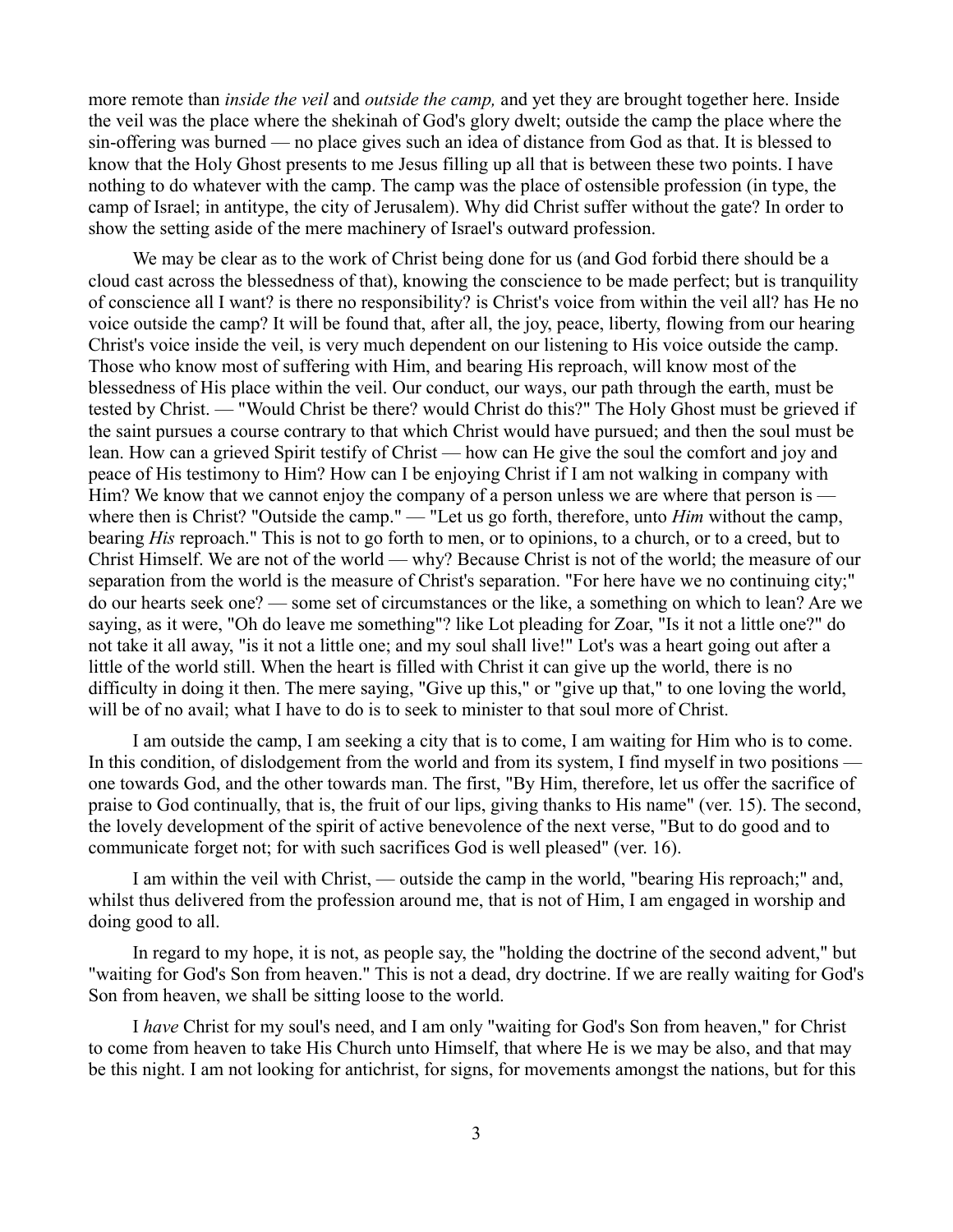more remote than *inside the veil* and *outside the camp,* and yet they are brought together here. Inside the veil was the place where the shekinah of God's glory dwelt; outside the camp the place where the sin-offering was burned — no place gives such an idea of distance from God as that. It is blessed to know that the Holy Ghost presents to me Jesus filling up all that is between these two points. I have nothing to do whatever with the camp. The camp was the place of ostensible profession (in type, the camp of Israel; in antitype, the city of Jerusalem). Why did Christ suffer without the gate? In order to show the setting aside of the mere machinery of Israel's outward profession.

We may be clear as to the work of Christ being done for us (and God forbid there should be a cloud cast across the blessedness of that), knowing the conscience to be made perfect; but is tranquility of conscience all I want? is there no responsibility? is Christ's voice from within the veil all? has He no voice outside the camp? It will be found that, after all, the joy, peace, liberty, flowing from our hearing Christ's voice inside the veil, is very much dependent on our listening to His voice outside the camp. Those who know most of suffering with Him, and bearing His reproach, will know most of the blessedness of His place within the veil. Our conduct, our ways, our path through the earth, must be tested by Christ. — "Would Christ be there? would Christ do this?" The Holy Ghost must be grieved if the saint pursues a course contrary to that which Christ would have pursued; and then the soul must be lean. How can a grieved Spirit testify of Christ — how can He give the soul the comfort and joy and peace of His testimony to Him? How can I be enjoying Christ if I am not walking in company with Him? We know that we cannot enjoy the company of a person unless we are where that person is — where then is Christ? "Outside the camp." — "Let us go forth, therefore, unto *Him* without the camp, bearing *His* reproach." This is not to go forth to men, or to opinions, to a church, or to a creed, but to Christ Himself. We are not of the world — why? Because Christ is not of the world; the measure of our separation from the world is the measure of Christ's separation. "For here have we no continuing city;" do our hearts seek one? — some set of circumstances or the like, a something on which to lean? Are we saying, as it were, "Oh do leave me something"? like Lot pleading for Zoar, "Is it not a little one?" do not take it all away, "is it not a little one; and my soul shall live!" Lot's was a heart going out after a little of the world still. When the heart is filled with Christ it can give up the world, there is no difficulty in doing it then. The mere saying, "Give up this," or "give up that," to one loving the world, will be of no avail; what I have to do is to seek to minister to that soul more of Christ.

I am outside the camp, I am seeking a city that is to come, I am waiting for Him who is to come. In this condition, of dislodgement from the world and from its system, I find myself in two positions — one towards God, and the other towards man. The first, "By Him, therefore, let us offer the sacrifice of praise to God continually, that is, the fruit of our lips, giving thanks to His name" (ver. 15). The second, the lovely development of the spirit of active benevolence of the next verse, "But to do good and to communicate forget not; for with such sacrifices God is well pleased" (ver. 16).

I am within the veil with Christ, — outside the camp in the world, "bearing His reproach;" and, whilst thus delivered from the profession around me, that is not of Him, I am engaged in worship and doing good to all.

In regard to my hope, it is not, as people say, the "holding the doctrine of the second advent," but "waiting for God's Son from heaven." This is not a dead, dry doctrine. If we are really waiting for God's Son from heaven, we shall be sitting loose to the world.

I *have* Christ for my soul's need, and I am only "waiting for God's Son from heaven," for Christ to come from heaven to take His Church unto Himself, that where He is we may be also, and that may be this night. I am not looking for antichrist, for signs, for movements amongst the nations, but for this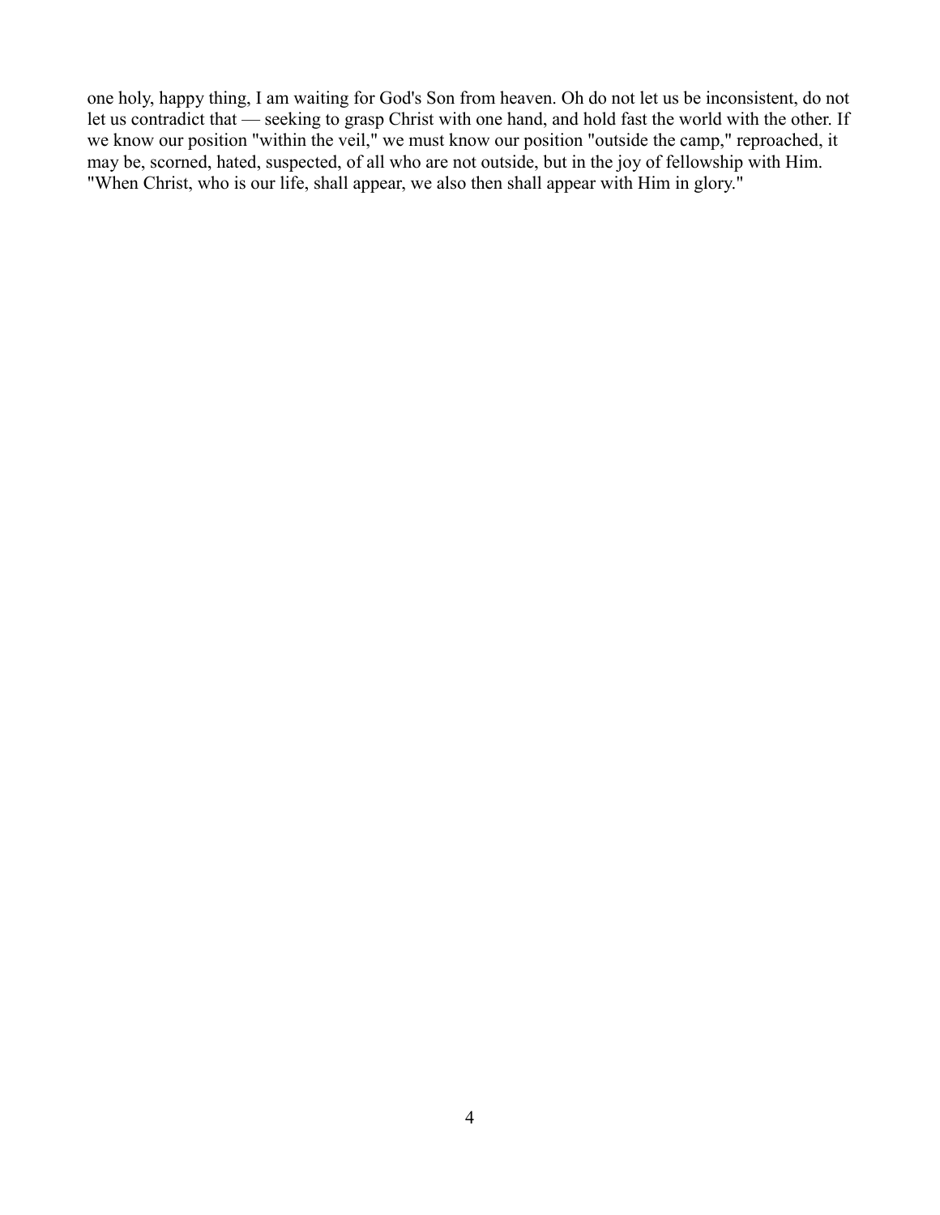one holy, happy thing, I am waiting for God's Son from heaven. Oh do not let us be inconsistent, do not let us contradict that — seeking to grasp Christ with one hand, and hold fast the world with the other. If we know our position "within the veil," we must know our position "outside the camp," reproached, it may be, scorned, hated, suspected, of all who are not outside, but in the joy of fellowship with Him. "When Christ, who is our life, shall appear, we also then shall appear with Him in glory."